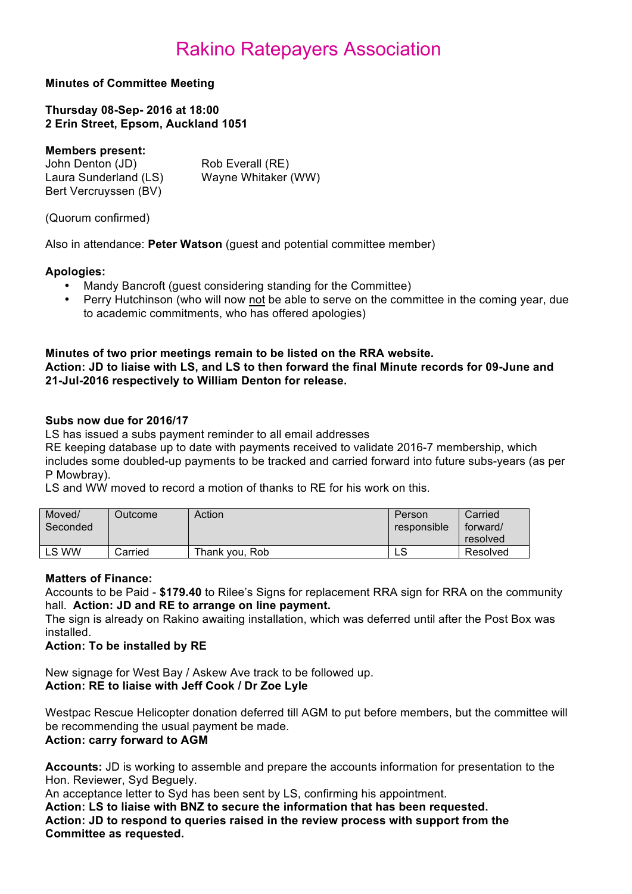# Rakino Ratepayers Association

**Minutes of Committee Meeting**

**Thursday 08-Sep- 2016 at 18:00**
**2 Erin Street, Epsom, Auckland 1051**

**Members present:**

John Denton (JD)
Laura Sunderland (LS)
Bert Vercruyssen (BV)
Rob Everall (RE)
Wayne Whitaker (WW)

(Quorum confirmed)

Also in attendance: **Peter Watson** (guest and potential committee member)

**Apologies:**

- Mandy Bancroft (guest considering standing for the Committee)
- Perry Hutchinson (who will now not be able to serve on the committee in the coming year, due to academic commitments, who has offered apologies)

**Minutes of two prior meetings remain to be listed on the RRA website.**
**Action: JD to liaise with LS, and LS to then forward the final Minute records for 09-June and 21-Jul-2016 respectively to William Denton for release.**

**Subs now due for 2016/17**

LS has issued a subs payment reminder to all email addresses
RE keeping database up to date with payments received to validate 2016-7 membership, which includes some doubled-up payments to be tracked and carried forward into future subs-years (as per P Mowbray).
LS and WW moved to record a motion of thanks to RE for his work on this.

| Moved/ Seconded | Outcome | Action | Person responsible | Carried forward/ resolved |
|---|---|---|---|---|
| LS WW | Carried | Thank you, Rob | LS | Resolved |

**Matters of Finance:**

Accounts to be Paid - **$179.40** to Rilee's Signs for replacement RRA sign for RRA on the community hall. **Action: JD and RE to arrange on line payment.**
The sign is already on Rakino awaiting installation, which was deferred until after the Post Box was installed.
**Action: To be installed by RE**

New signage for West Bay / Askew Ave track to be followed up.
**Action: RE to liaise with Jeff Cook / Dr Zoe Lyle**

Westpac Rescue Helicopter donation deferred till AGM to put before members, but the committee will be recommending the usual payment be made.
**Action: carry forward to AGM**

**Accounts:** JD is working to assemble and prepare the accounts information for presentation to the Hon. Reviewer, Syd Beguely.
An acceptance letter to Syd has been sent by LS, confirming his appointment.
**Action: LS to liaise with BNZ to secure the information that has been requested.**
**Action: JD to respond to queries raised in the review process with support from the Committee as requested.**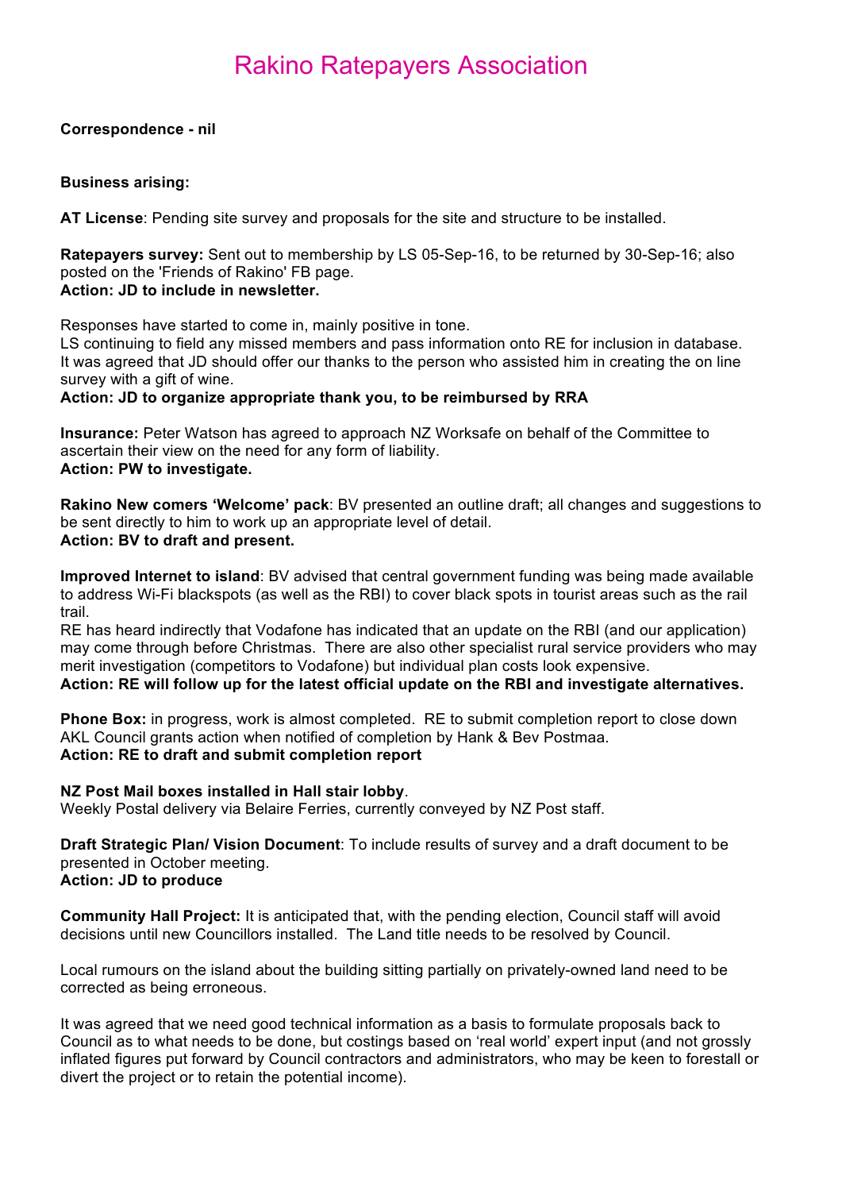# Rakino Ratepayers Association

**Correspondence - nil**

**Business arising:**

**AT License**: Pending site survey and proposals for the site and structure to be installed.

**Ratepayers survey:** Sent out to membership by LS 05-Sep-16, to be returned by 30-Sep-16; also posted on the 'Friends of Rakino' FB page.
**Action: JD to include in newsletter.**

Responses have started to come in, mainly positive in tone.
LS continuing to field any missed members and pass information onto RE for inclusion in database.
It was agreed that JD should offer our thanks to the person who assisted him in creating the on line survey with a gift of wine.
**Action: JD to organize appropriate thank you, to be reimbursed by RRA**

**Insurance:** Peter Watson has agreed to approach NZ Worksafe on behalf of the Committee to ascertain their view on the need for any form of liability.
**Action: PW to investigate.**

**Rakino New comers 'Welcome' pack**: BV presented an outline draft; all changes and suggestions to be sent directly to him to work up an appropriate level of detail.
**Action: BV to draft and present.**

**Improved Internet to island**: BV advised that central government funding was being made available to address Wi-Fi blackspots (as well as the RBI) to cover black spots in tourist areas such as the rail trail.
RE has heard indirectly that Vodafone has indicated that an update on the RBI (and our application) may come through before Christmas. There are also other specialist rural service providers who may merit investigation (competitors to Vodafone) but individual plan costs look expensive.
**Action: RE will follow up for the latest official update on the RBI and investigate alternatives.**

**Phone Box:** in progress, work is almost completed. RE to submit completion report to close down AKL Council grants action when notified of completion by Hank & Bev Postmaa.
**Action: RE to draft and submit completion report**

**NZ Post Mail boxes installed in Hall stair lobby**.
Weekly Postal delivery via Belaire Ferries, currently conveyed by NZ Post staff.

**Draft Strategic Plan/ Vision Document**: To include results of survey and a draft document to be presented in October meeting.
**Action: JD to produce**

**Community Hall Project:** It is anticipated that, with the pending election, Council staff will avoid decisions until new Councillors installed. The Land title needs to be resolved by Council.

Local rumours on the island about the building sitting partially on privately-owned land need to be corrected as being erroneous.

It was agreed that we need good technical information as a basis to formulate proposals back to Council as to what needs to be done, but costings based on 'real world' expert input (and not grossly inflated figures put forward by Council contractors and administrators, who may be keen to forestall or divert the project or to retain the potential income).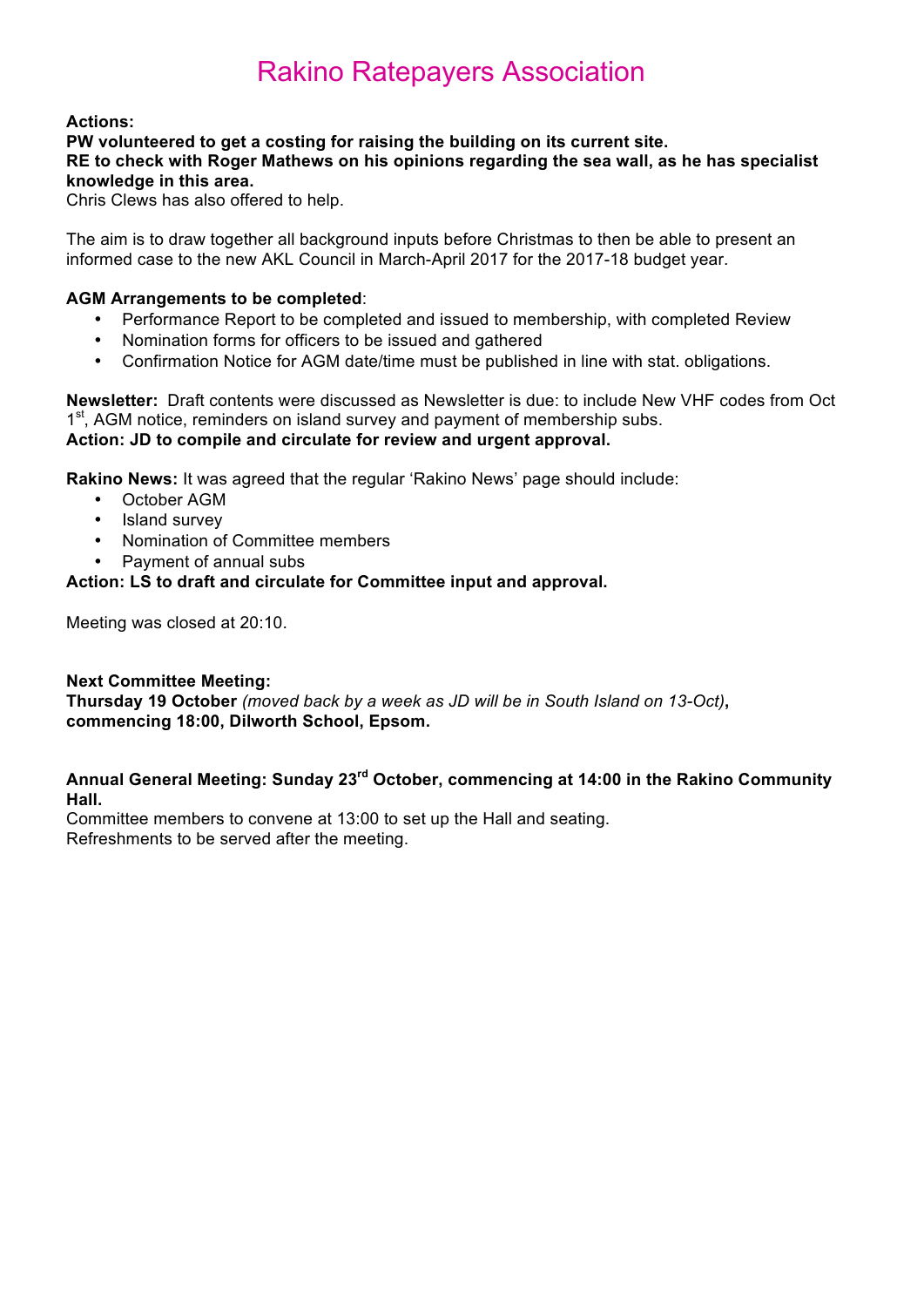# Rakino Ratepayers Association

**Actions:**
**PW volunteered to get a costing for raising the building on its current site.**
**RE to check with Roger Mathews on his opinions regarding the sea wall, as he has specialist knowledge in this area.**
Chris Clews has also offered to help.

The aim is to draw together all background inputs before Christmas to then be able to present an informed case to the new AKL Council in March-April 2017 for the 2017-18 budget year.

**AGM Arrangements to be completed**:

- Performance Report to be completed and issued to membership, with completed Review
- Nomination forms for officers to be issued and gathered
- Confirmation Notice for AGM date/time must be published in line with stat. obligations.

**Newsletter:** Draft contents were discussed as Newsletter is due: to include New VHF codes from Oct 1st, AGM notice, reminders on island survey and payment of membership subs.
**Action: JD to compile and circulate for review and urgent approval.**

**Rakino News:** It was agreed that the regular 'Rakino News' page should include:

- October AGM
- Island survey
- Nomination of Committee members
- Payment of annual subs

**Action: LS to draft and circulate for Committee input and approval.**

Meeting was closed at 20:10.

**Next Committee Meeting:**
**Thursday 19 October** *(moved back by a week as JD will be in South Island on 13-Oct)***,**
**commencing 18:00, Dilworth School, Epsom.**

**Annual General Meeting: Sunday 23rd October, commencing at 14:00 in the Rakino Community Hall.**
Committee members to convene at 13:00 to set up the Hall and seating.
Refreshments to be served after the meeting.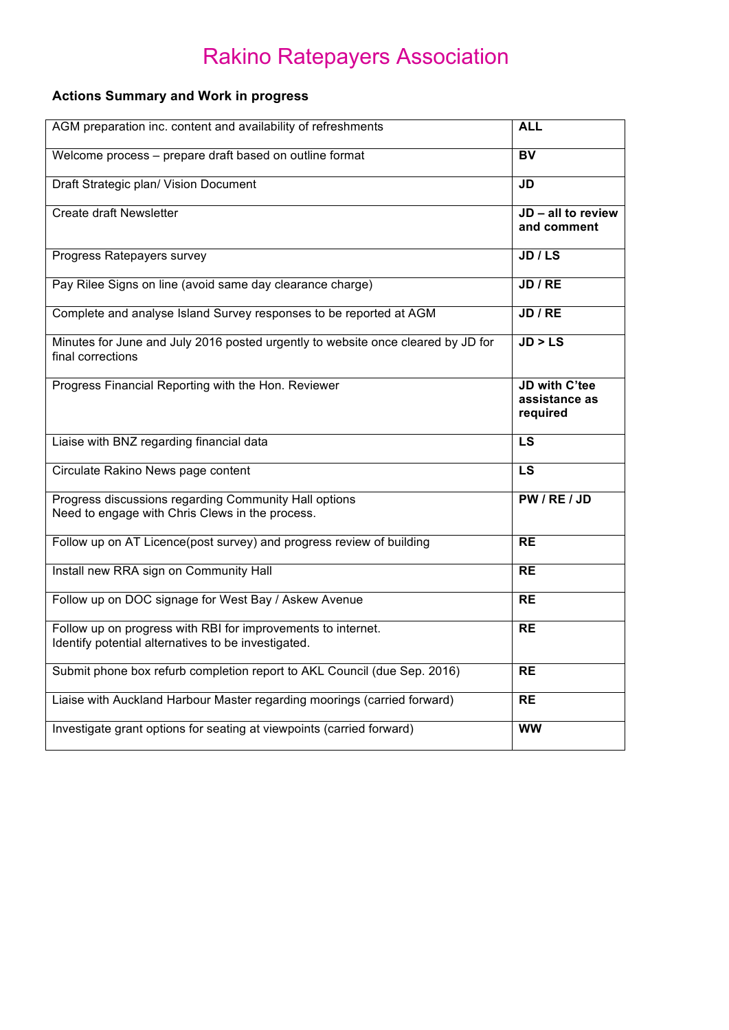# Rakino Ratepayers Association

**Actions Summary and Work in progress**

| | |
|---|---|
| AGM preparation inc. content and availability of refreshments | **ALL** |
| Welcome process – prepare draft based on outline format | **BV** |
| Draft Strategic plan/ Vision Document | **JD** |
| Create draft Newsletter | **JD – all to review and comment** |
| Progress Ratepayers survey | **JD / LS** |
| Pay Rilee Signs on line (avoid same day clearance charge) | **JD / RE** |
| Complete and analyse Island Survey responses to be reported at AGM | **JD / RE** |
| Minutes for June and July 2016 posted urgently to website once cleared by JD for final corrections | **JD > LS** |
| Progress Financial Reporting with the Hon. Reviewer | **JD with C'tee assistance as required** |
| Liaise with BNZ regarding financial data | **LS** |
| Circulate Rakino News page content | **LS** |
| Progress discussions regarding Community Hall options<br>Need to engage with Chris Clews in the process. | **PW / RE / JD** |
| Follow up on AT Licence(post survey) and progress review of building | **RE** |
| Install new RRA sign on Community Hall | **RE** |
| Follow up on DOC signage for West Bay / Askew Avenue | **RE** |
| Follow up on progress with RBI for improvements to internet.<br>Identify potential alternatives to be investigated. | **RE** |
| Submit phone box refurb completion report to AKL Council (due Sep. 2016) | **RE** |
| Liaise with Auckland Harbour Master regarding moorings (carried forward) | **RE** |
| Investigate grant options for seating at viewpoints (carried forward) | **WW** |